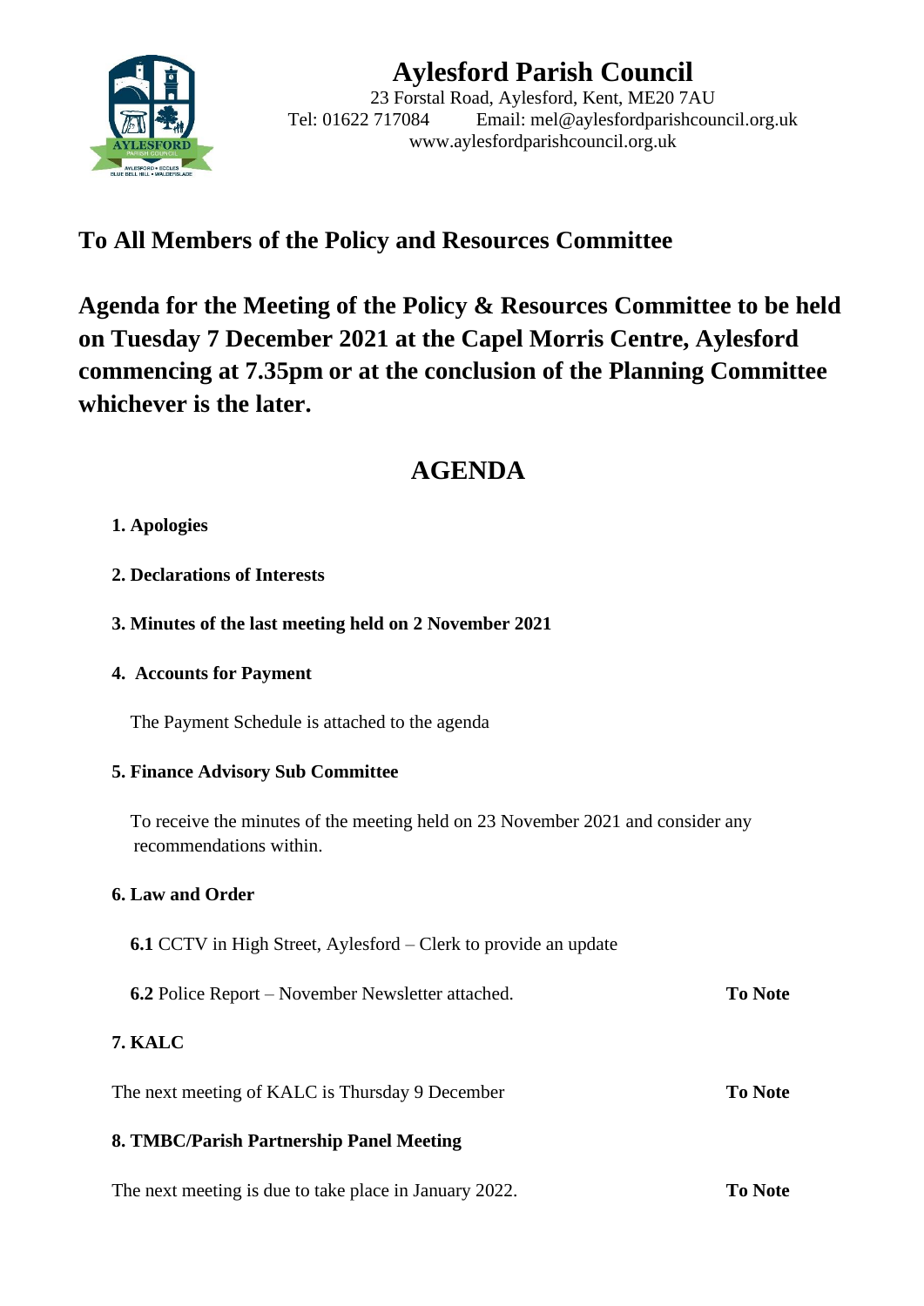# Aylesford Parish Council

23 Forstal Road, Aylesford, Kent, ME20 7AU
Tel: 01622 717084 Email: mel@aylesfordparishcouncil.org.uk
www.aylesfordparishcouncil.org.uk

## To All Members of the Policy and Resources Committee

## Agenda for the Meeting of the Policy & Resources Committee to be held on Tuesday 7 December 2021 at the Capel Morris Centre, Aylesford commencing at 7.35pm or at the conclusion of the Planning Committee whichever is the later.

# AGENDA

**1. Apologies**

**2. Declarations of Interests**

**3. Minutes of the last meeting held on 2 November 2021**

**4. Accounts for Payment**

The Payment Schedule is attached to the agenda

**5. Finance Advisory Sub Committee**

To receive the minutes of the meeting held on 23 November 2021 and consider any recommendations within.

**6. Law and Order**

**6.1** CCTV in High Street, Aylesford – Clerk to provide an update

**6.2** Police Report – November Newsletter attached. **To Note**

**7. KALC**

The next meeting of KALC is Thursday 9 December **To Note**

**8. TMBC/Parish Partnership Panel Meeting**

The next meeting is due to take place in January 2022. **To Note**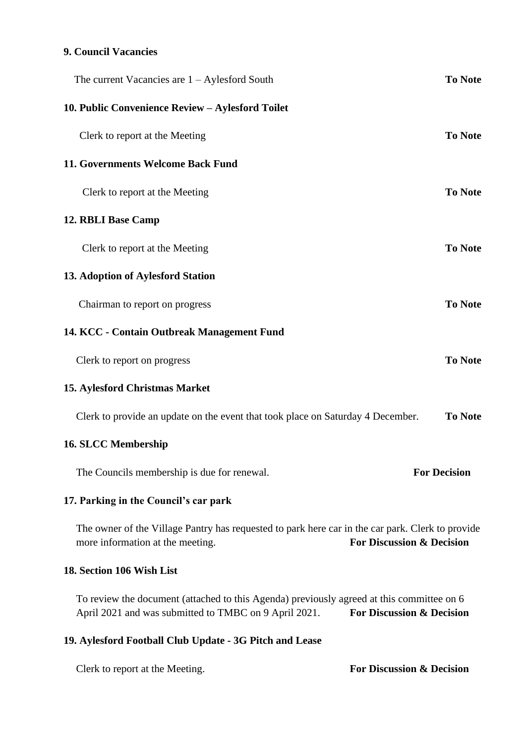**9. Council Vacancies**

The current Vacancies are 1 – Aylesford South **To Note**

**10. Public Convenience Review – Aylesford Toilet**

Clerk to report at the Meeting **To Note**

**11. Governments Welcome Back Fund**

Clerk to report at the Meeting **To Note**

**12. RBLI Base Camp**

Clerk to report at the Meeting **To Note**

**13. Adoption of Aylesford Station**

Chairman to report on progress **To Note**

**14. KCC - Contain Outbreak Management Fund**

Clerk to report on progress **To Note**

**15. Aylesford Christmas Market**

Clerk to provide an update on the event that took place on Saturday 4 December. **To Note**

**16. SLCC Membership**

The Councils membership is due for renewal. **For Decision**

**17. Parking in the Council's car park**

The owner of the Village Pantry has requested to park here car in the car park. Clerk to provide more information at the meeting. **For Discussion & Decision**

**18. Section 106 Wish List**

To review the document (attached to this Agenda) previously agreed at this committee on 6 April 2021 and was submitted to TMBC on 9 April 2021. **For Discussion & Decision**

**19. Aylesford Football Club Update - 3G Pitch and Lease**

Clerk to report at the Meeting. **For Discussion & Decision**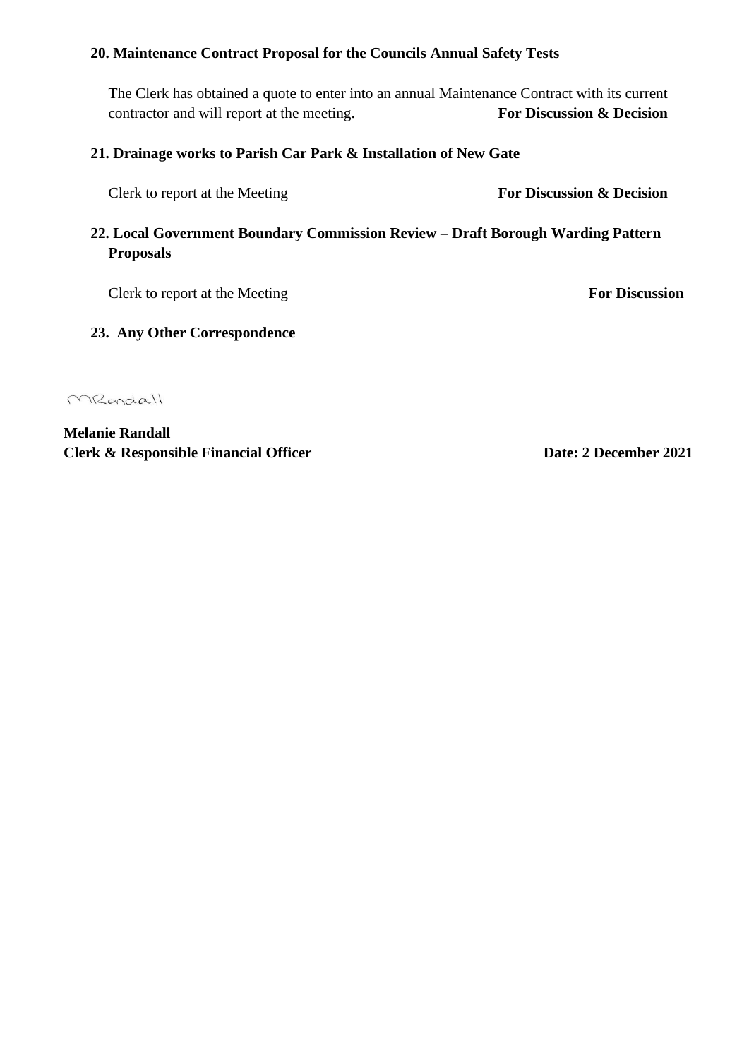**20. Maintenance Contract Proposal for the Councils Annual Safety Tests**

The Clerk has obtained a quote to enter into an annual Maintenance Contract with its current contractor and will report at the meeting. **For Discussion & Decision**

**21. Drainage works to Parish Car Park & Installation of New Gate**

Clerk to report at the Meeting **For Discussion & Decision**

**22. Local Government Boundary Commission Review – Draft Borough Warding Pattern Proposals**

Clerk to report at the Meeting **For Discussion**

**23. Any Other Correspondence**

MRandall

**Melanie Randall**
**Clerk & Responsible Financial Officer** **Date: 2 December 2021**